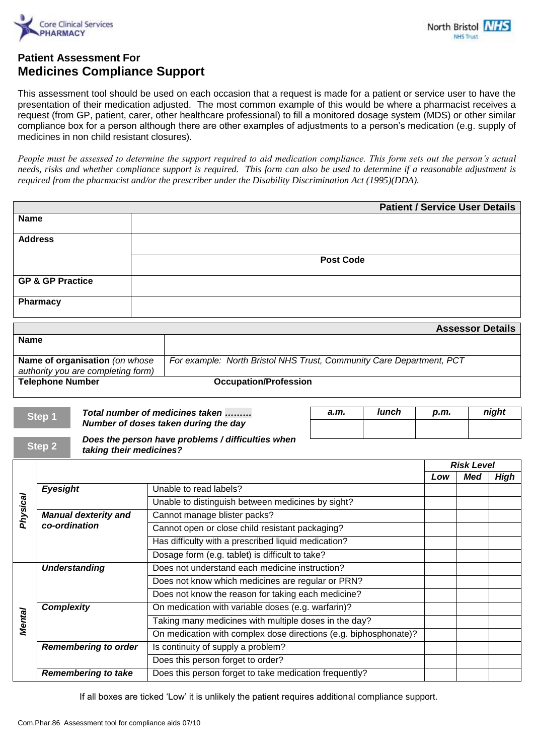Core Clinical Services PHARMACY

North Bristol NHS Trust

# Patient Assessment For
# Medicines Compliance Support

This assessment tool should be used on each occasion that a request is made for a patient or service user to have the presentation of their medication adjusted. The most common example of this would be where a pharmacist receives a request (from GP, patient, carer, other healthcare professional) to fill a monitored dosage system (MDS) or other similar compliance box for a person although there are other examples of adjustments to a person's medication (e.g. supply of medicines in non child resistant closures).

*People must be assessed to determine the support required to aid medication compliance. This form sets out the person's actual needs, risks and whether compliance support is required. This form can also be used to determine if a reasonable adjustment is required from the pharmacist and/or the prescriber under the Disability Discrimination Act (1995)(DDA).*

| | **Patient / Service User Details** |
|---|---|
| **Name** | |
| **Address** | |
| | **Post Code** |
| **GP & GP Practice** | |
| **Pharmacy** | |

| | **Assessor Details** |
|---|---|
| **Name** | |
| **Name of organisation** *(on whose authority you are completing form)* | *For example: North Bristol NHS Trust, Community Care Department, PCT* |
| **Telephone Number** | **Occupation/Profession** |

**Step 1** ***Total number of medicines taken ………***
***Number of doses taken during the day***

| *a.m.* | *lunch* | *p.m.* | *night* |
|---|---|---|---|
| | | | |

**Step 2** ***Does the person have problems / difficulties when taking their medicines?***

| | | | Risk Level | | |
|---|---|---|---|---|---|
| | | | *Low* | *Med* | *High* |
| *Physical* | ***Eyesight*** | Unable to read labels? | | | |
| | | Unable to distinguish between medicines by sight? | | | |
| | ***Manual dexterity and co-ordination*** | Cannot manage blister packs? | | | |
| | | Cannot open or close child resistant packaging? | | | |
| | | Has difficulty with a prescribed liquid medication? | | | |
| | | Dosage form (e.g. tablet) is difficult to take? | | | |
| *Mental* | ***Understanding*** | Does not understand each medicine instruction? | | | |
| | | Does not know which medicines are regular or PRN? | | | |
| | | Does not know the reason for taking each medicine? | | | |
| | ***Complexity*** | On medication with variable doses (e.g. warfarin)? | | | |
| | | Taking many medicines with multiple doses in the day? | | | |
| | | On medication with complex dose directions (e.g. biphosphonate)? | | | |
| | ***Remembering to order*** | Is continuity of supply a problem? | | | |
| | | Does this person forget to order? | | | |
| | ***Remembering to take*** | Does this person forget to take medication frequently? | | | |

If all boxes are ticked 'Low' it is unlikely the patient requires additional compliance support.

Com.Phar.86 Assessment tool for compliance aids 07/10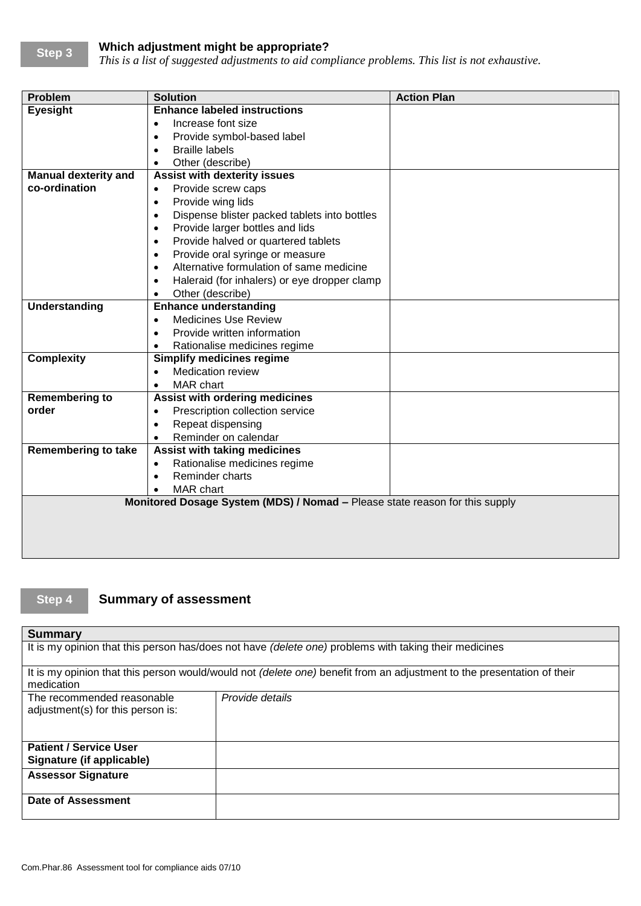## Step 3 Which adjustment might be appropriate?

*This is a list of suggested adjustments to aid compliance problems. This list is not exhaustive.*

| Problem | Solution | Action Plan |
| --- | --- | --- |
| **Eyesight** | **Enhance labeled instructions**<br>• Increase font size<br>• Provide symbol-based label<br>• Braille labels<br>• Other (describe) | |
| **Manual dexterity and co-ordination** | **Assist with dexterity issues**<br>• Provide screw caps<br>• Provide wing lids<br>• Dispense blister packed tablets into bottles<br>• Provide larger bottles and lids<br>• Provide halved or quartered tablets<br>• Provide oral syringe or measure<br>• Alternative formulation of same medicine<br>• Haleraid (for inhalers) or eye dropper clamp<br>• Other (describe) | |
| **Understanding** | **Enhance understanding**<br>• Medicines Use Review<br>• Provide written information<br>• Rationalise medicines regime | |
| **Complexity** | **Simplify medicines regime**<br>• Medication review<br>• MAR chart | |
| **Remembering to order** | **Assist with ordering medicines**<br>• Prescription collection service<br>• Repeat dispensing<br>• Reminder on calendar | |
| **Remembering to take** | **Assist with taking medicines**<br>• Rationalise medicines regime<br>• Reminder charts<br>• MAR chart | |
| **Monitored Dosage System (MDS) / Nomad –** Please state reason for this supply | | |

## Step 4 Summary of assessment

| **Summary** | |
| --- | --- |
| It is my opinion that this person has/does not have *(delete one)* problems with taking their medicines | |
| It is my opinion that this person would/would not *(delete one)* benefit from an adjustment to the presentation of their medication | |
| The recommended reasonable adjustment(s) for this person is: | *Provide details* |
| **Patient / Service User Signature (if applicable)** | |
| **Assessor Signature** | |
| **Date of Assessment** | |

Com.Phar.86 Assessment tool for compliance aids 07/10